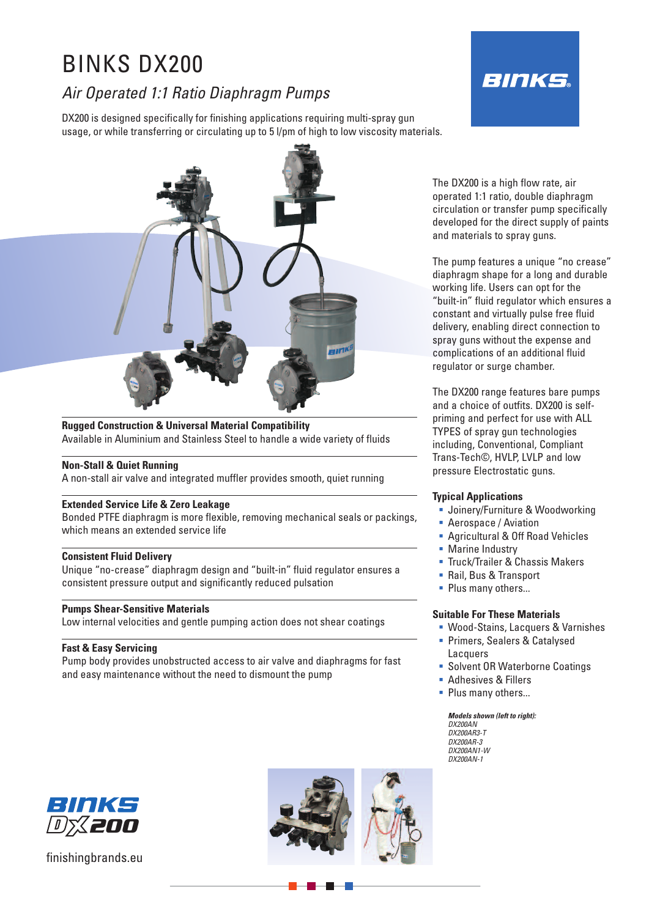# BINKS DX200

## *Air Operated 1:1 Ratio Diaphragm Pumps*

DX200 is designed specifically for finishing applications requiring multi-spray gun usage, or while transferring or circulating up to 5 l/pm of high to low viscosity materials.

**Rugged Construction & Universal Material Compatibility**
Available in Aluminium and Stainless Steel to handle a wide variety of fluids

**Non-Stall & Quiet Running**
A non-stall air valve and integrated muffler provides smooth, quiet running

**Extended Service Life & Zero Leakage**
Bonded PTFE diaphragm is more flexible, removing mechanical seals or packings, which means an extended service life

**Consistent Fluid Delivery**
Unique “no-crease” diaphragm design and “built-in” fluid regulator ensures a consistent pressure output and significantly reduced pulsation

**Pumps Shear-Sensitive Materials**
Low internal velocities and gentle pumping action does not shear coatings

**Fast & Easy Servicing**
Pump body provides unobstructed access to air valve and diaphragms for fast and easy maintenance without the need to dismount the pump

The DX200 is a high flow rate, air operated 1:1 ratio, double diaphragm circulation or transfer pump specifically developed for the direct supply of paints and materials to spray guns.

The pump features a unique “no crease” diaphragm shape for a long and durable working life. Users can opt for the “built-in” fluid regulator which ensures a constant and virtually pulse free fluid delivery, enabling direct connection to spray guns without the expense and complications of an additional fluid regulator or surge chamber.

The DX200 range features bare pumps and a choice of outfits. DX200 is self-priming and perfect for use with ALL TYPES of spray gun technologies including, Conventional, Compliant Trans-Tech©, HVLP, LVLP and low pressure Electrostatic guns.

### Typical Applications

- Joinery/Furniture & Woodworking
- Aerospace / Aviation
- Agricultural & Off Road Vehicles
- Marine Industry
- Truck/Trailer & Chassis Makers
- Rail, Bus & Transport
- Plus many others...

### Suitable For These Materials

- Wood-Stains, Lacquers & Varnishes
- Primers, Sealers & Catalysed Lacquers
- Solvent OR Waterborne Coatings
- Adhesives & Fillers
- Plus many others...

***Models shown (left to right):***
*DX200AN*
*DX200AR3-T*
*DX200AR-3*
*DX200AN1-W*
*DX200AN-1*

BINKS DX200

finishingbrands.eu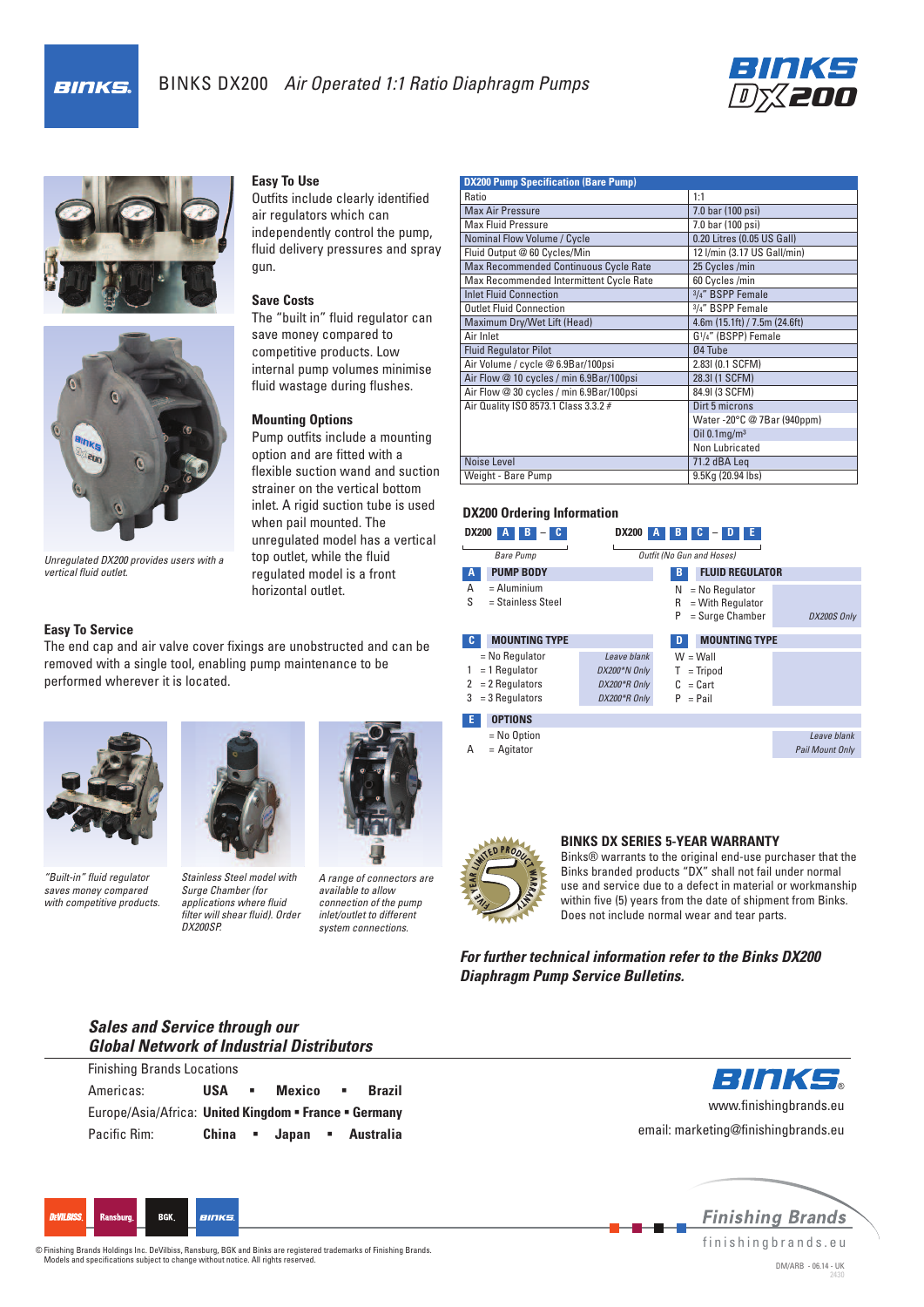# BINKS DX200 *Air Operated 1:1 Ratio Diaphragm Pumps*

### Easy To Use

Outfits include clearly identified air regulators which can independently control the pump, fluid delivery pressures and spray gun.

### Save Costs

The "built in" fluid regulator can save money compared to competitive products. Low internal pump volumes minimise fluid wastage during flushes.

### Mounting Options

Pump outfits include a mounting option and are fitted with a flexible suction wand and suction strainer on the vertical bottom inlet. A rigid suction tube is used when pail mounted. The unregulated model has a vertical top outlet, while the fluid regulated model is a front horizontal outlet.

*Unregulated DX200 provides users with a vertical fluid outlet.*

### Easy To Service

The end cap and air valve cover fixings are unobstructed and can be removed with a single tool, enabling pump maintenance to be performed wherever it is located.

*"Built-in" fluid regulator saves money compared with competitive products.*

*Stainless Steel model with Surge Chamber (for applications where fluid filter will shear fluid). Order DX200SP.*

*A range of connectors are available to allow connection of the pump inlet/outlet to different system connections.*

| DX200 Pump Specification (Bare Pump) | |
|---|---|
| Ratio | 1:1 |
| Max Air Pressure | 7.0 bar (100 psi) |
| Max Fluid Pressure | 7.0 bar (100 psi) |
| Nominal Flow Volume / Cycle | 0.20 Litres (0.05 US Gall) |
| Fluid Output @ 60 Cycles/Min | 12 l/min (3.17 US Gall/min) |
| Max Recommended Continuous Cycle Rate | 25 Cycles /min |
| Max Recommended Intermittent Cycle Rate | 60 Cycles /min |
| Inlet Fluid Connection | 3/4" BSPP Female |
| Outlet Fluid Connection | 3/4" BSPP Female |
| Maximum Dry/Wet Lift (Head) | 4.6m (15.1ft) / 7.5m (24.6ft) |
| Air Inlet | G1/4" (BSPP) Female |
| Fluid Regulator Pilot | Ø4 Tube |
| Air Volume / cycle @ 6.9Bar/100psi | 2.83l (0.1 SCFM) |
| Air Flow @ 10 cycles / min 6.9Bar/100psi | 28.3l (1 SCFM) |
| Air Flow @ 30 cycles / min 6.9Bar/100psi | 84.9l (3 SCFM) |
| Air Quality ISO 8573.1 Class 3.3.2 # | Dirt 5 microns<br>Water -20°C @ 7Bar (940ppm)<br>Oil 0.1mg/m$^3$<br>Non Lubricated |
| Noise Level | 71.2 dBA Leq |
| Weight - Bare Pump | 9.5Kg (20.94 lbs) |

## DX200 Ordering Information

DX200 A B – C — Bare Pump

DX200 A B C – D E — Outfit (No Gun and Hoses)

| A | PUMP BODY | |
|---|---|---|
| A | = Aluminium | |
| S | = Stainless Steel | |

| B | FLUID REGULATOR | |
|---|---|---|
| N | = No Regulator | |
| R | = With Regulator | |
| P | = Surge Chamber | DX200S Only |

| C | MOUNTING TYPE | |
|---|---|---|
| | = No Regulator | Leave blank |
| 1 | = 1 Regulator | DX200*N Only |
| 2 | = 2 Regulators | DX200*R Only |
| 3 | = 3 Regulators | DX200*R Only |

| D | MOUNTING TYPE |
|---|---|
| W | = Wall |
| T | = Tripod |
| C | = Cart |
| P | = Pail |

| E | OPTIONS | |
|---|---|---|
| | = No Option | Leave blank |
| A | = Agitator | Pail Mount Only |

### BINKS DX SERIES 5-YEAR WARRANTY

Binks® warrants to the original end-use purchaser that the Binks branded products "DX" shall not fail under normal use and service due to a defect in material or workmanship within five (5) years from the date of shipment from Binks. Does not include normal wear and tear parts.

***For further technical information refer to the Binks DX200 Diaphragm Pump Service Bulletins.***

## *Sales and Service through our Global Network of Industrial Distributors*

Finishing Brands Locations

Americas: **USA ▪ Mexico ▪ Brazil**

Europe/Asia/Africa: **United Kingdom ▪ France ▪ Germany**

Pacific Rim: **China ▪ Japan ▪ Australia**

www.finishingbrands.eu

email: marketing@finishingbrands.eu

© Finishing Brands Holdings Inc. DeVilbiss, Ransburg, BGK and Binks are registered trademarks of Finishing Brands. Models and specifications subject to change without notice. All rights reserved.

DM/ARB - 06.14 - UK